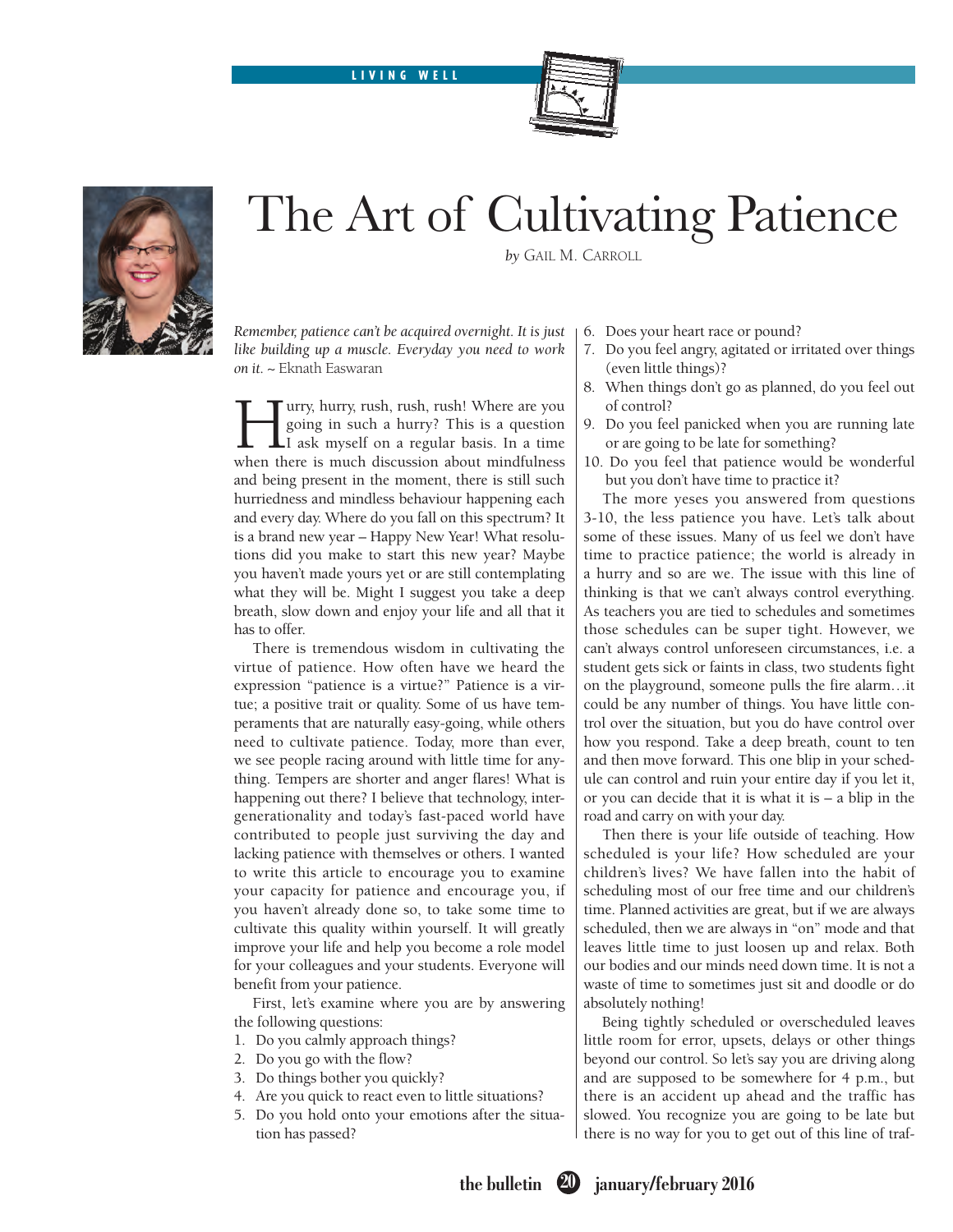LIVING WELL

# The Art of Cultivating Patience

*by* Gail M. Carroll

*Remember, patience can't be acquired overnight. It is just like building up a muscle. Everyday you need to work on it.* ~ Eknath Easwaran

Hurry, hurry, rush, rush, rush! Where are you going in such a hurry? This is a question I ask myself on a regular basis. In a time when there is much discussion about mindfulness and being present in the moment, there is still such hurriedness and mindless behaviour happening each and every day. Where do you fall on this spectrum? It is a brand new year – Happy New Year! What resolutions did you make to start this new year? Maybe you haven't made yours yet or are still contemplating what they will be. Might I suggest you take a deep breath, slow down and enjoy your life and all that it has to offer.

There is tremendous wisdom in cultivating the virtue of patience. How often have we heard the expression "patience is a virtue?" Patience is a virtue; a positive trait or quality. Some of us have temperaments that are naturally easy-going, while others need to cultivate patience. Today, more than ever, we see people racing around with little time for anything. Tempers are shorter and anger flares! What is happening out there? I believe that technology, intergenerationality and today's fast-paced world have contributed to people just surviving the day and lacking patience with themselves or others. I wanted to write this article to encourage you to examine your capacity for patience and encourage you, if you haven't already done so, to take some time to cultivate this quality within yourself. It will greatly improve your life and help you become a role model for your colleagues and your students. Everyone will benefit from your patience.

First, let's examine where you are by answering the following questions:

1. Do you calmly approach things?
2. Do you go with the flow?
3. Do things bother you quickly?
4. Are you quick to react even to little situations?
5. Do you hold onto your emotions after the situation has passed?
6. Does your heart race or pound?
7. Do you feel angry, agitated or irritated over things (even little things)?
8. When things don't go as planned, do you feel out of control?
9. Do you feel panicked when you are running late or are going to be late for something?
10. Do you feel that patience would be wonderful but you don't have time to practice it?

The more yeses you answered from questions 3-10, the less patience you have. Let's talk about some of these issues. Many of us feel we don't have time to practice patience; the world is already in a hurry and so are we. The issue with this line of thinking is that we can't always control everything. As teachers you are tied to schedules and sometimes those schedules can be super tight. However, we can't always control unforeseen circumstances, i.e. a student gets sick or faints in class, two students fight on the playground, someone pulls the fire alarm…it could be any number of things. You have little control over the situation, but you do have control over how you respond. Take a deep breath, count to ten and then move forward. This one blip in your schedule can control and ruin your entire day if you let it, or you can decide that it is what it is – a blip in the road and carry on with your day.

Then there is your life outside of teaching. How scheduled is your life? How scheduled are your children's lives? We have fallen into the habit of scheduling most of our free time and our children's time. Planned activities are great, but if we are always scheduled, then we are always in "on" mode and that leaves little time to just loosen up and relax. Both our bodies and our minds need down time. It is not a waste of time to sometimes just sit and doodle or do absolutely nothing!

Being tightly scheduled or overscheduled leaves little room for error, upsets, delays or other things beyond our control. So let's say you are driving along and are supposed to be somewhere for 4 p.m., but there is an accident up ahead and the traffic has slowed. You recognize you are going to be late but there is no way for you to get out of this line of traf-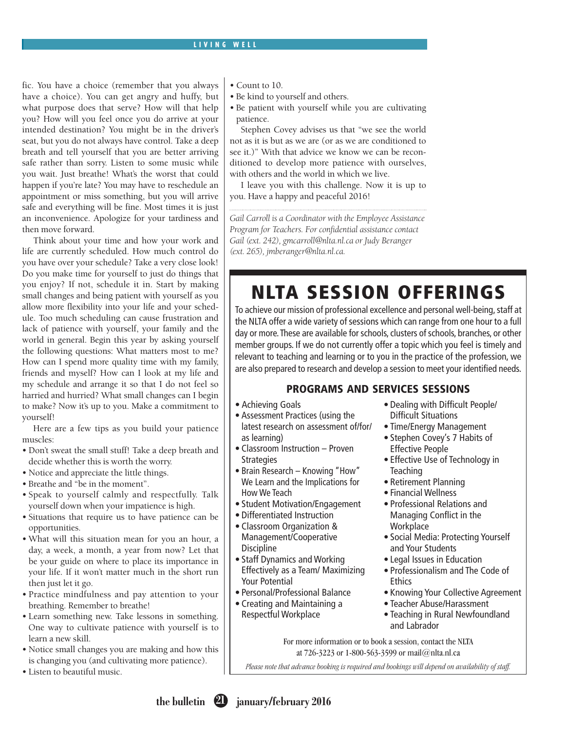fic. You have a choice (remember that you always have a choice). You can get angry and huffy, but what purpose does that serve? How will that help you? How will you feel once you do arrive at your intended destination? You might be in the driver's seat, but you do not always have control. Take a deep breath and tell yourself that you are better arriving safe rather than sorry. Listen to some music while you wait. Just breathe! What's the worst that could happen if you're late? You may have to reschedule an appointment or miss something, but you will arrive safe and everything will be fine. Most times it is just an inconvenience. Apologize for your tardiness and then move forward.

Think about your time and how your work and life are currently scheduled. How much control do you have over your schedule? Take a very close look! Do you make time for yourself to just do things that you enjoy? If not, schedule it in. Start by making small changes and being patient with yourself as you allow more flexibility into your life and your schedule. Too much scheduling can cause frustration and lack of patience with yourself, your family and the world in general. Begin this year by asking yourself the following questions: What matters most to me? How can I spend more quality time with my family, friends and myself? How can I look at my life and my schedule and arrange it so that I do not feel so harried and hurried? What small changes can I begin to make? Now it's up to you. Make a commitment to yourself!

Here are a few tips as you build your patience muscles:

- Don't sweat the small stuff! Take a deep breath and decide whether this is worth the worry.
- Notice and appreciate the little things.
- Breathe and "be in the moment".
- Speak to yourself calmly and respectfully. Talk yourself down when your impatience is high.
- Situations that require us to have patience can be opportunities.
- What will this situation mean for you an hour, a day, a week, a month, a year from now? Let that be your guide on where to place its importance in your life. If it won't matter much in the short run then just let it go.
- Practice mindfulness and pay attention to your breathing. Remember to breathe!
- Learn something new. Take lessons in something. One way to cultivate patience with yourself is to learn a new skill.
- Notice small changes you are making and how this is changing you (and cultivating more patience).
- Listen to beautiful music.
- Count to 10.
- Be kind to yourself and others.
- Be patient with yourself while you are cultivating patience.

Stephen Covey advises us that "we see the world not as it is but as we are (or as we are conditioned to see it.)" With that advice we know we can be reconditioned to develop more patience with ourselves, with others and the world in which we live.

I leave you with this challenge. Now it is up to you. Have a happy and peaceful 2016!

*Gail Carroll is a Coordinator with the Employee Assistance Program for Teachers. For confidential assistance contact Gail (ext. 242), gmcarroll@nlta.nl.ca or Judy Beranger (ext. 265), jmberanger@nlta.nl.ca.*

# NLTA SESSION OFFERINGS

To achieve our mission of professional excellence and personal well-being, staff at the NLTA offer a wide variety of sessions which can range from one hour to a full day or more. These are available for schools, clusters of schools, branches, or other member groups. If we do not currently offer a topic which you feel is timely and relevant to teaching and learning or to you in the practice of the profession, we are also prepared to research and develop a session to meet your identified needs.

## PROGRAMS AND SERVICES SESSIONS

- Achieving Goals
- Assessment Practices (using the latest research on assessment of/for/as learning)
- Classroom Instruction – Proven Strategies
- Brain Research – Knowing "How" We Learn and the Implications for How We Teach
- Student Motivation/Engagement
- Differentiated Instruction
- Classroom Organization & Management/Cooperative Discipline
- Staff Dynamics and Working Effectively as a Team/ Maximizing Your Potential
- Personal/Professional Balance
- Creating and Maintaining a Respectful Workplace
- Dealing with Difficult People/ Difficult Situations
- Time/Energy Management
- Stephen Covey's 7 Habits of Effective People
- Effective Use of Technology in Teaching
- Retirement Planning
- Financial Wellness
- Professional Relations and Managing Conflict in the Workplace
- Social Media: Protecting Yourself and Your Students
- Legal Issues in Education
- Professionalism and The Code of Ethics
- Knowing Your Collective Agreement
- Teacher Abuse/Harassment
- Teaching in Rural Newfoundland and Labrador

For more information or to book a session, contact the NLTA at 726-3223 or 1-800-563-3599 or mail@nlta.nl.ca

*Please note that advance booking is required and bookings will depend on availability of staff.*